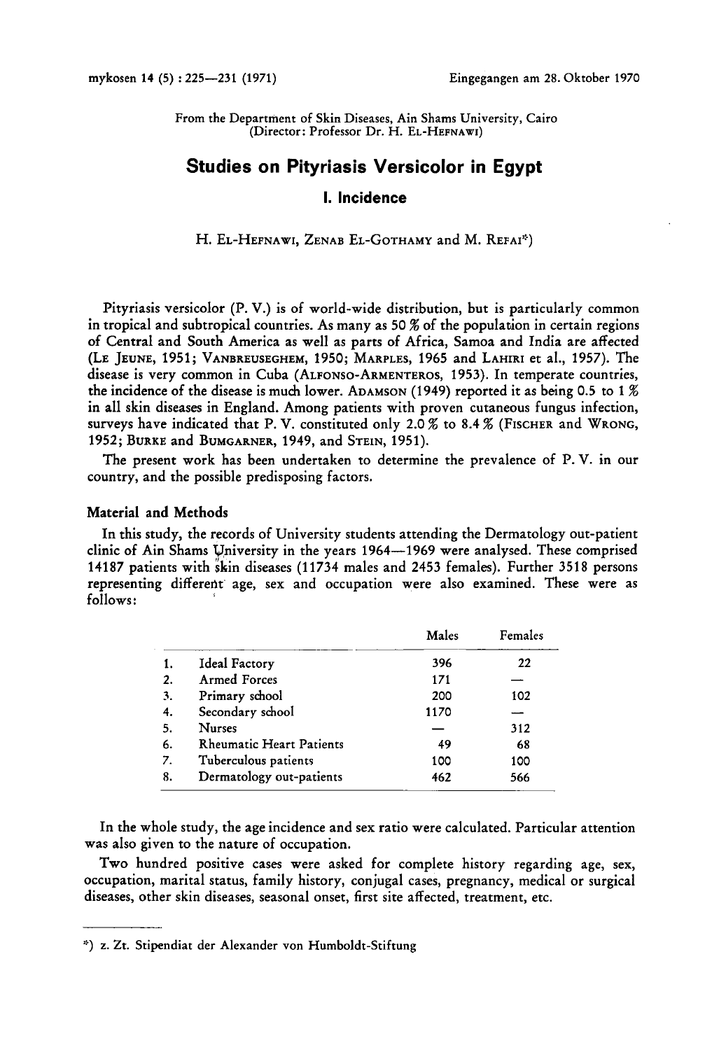From the Department of Skin Diseases, Ain Shams University, Cairo
(Director: Professor Dr. H. EL-HEFNAWI)

# Studies on Pityriasis Versicolor in Egypt

## I. Incidence

H. EL-HEFNAWI, ZENAB EL-GOTHAMY and M. REFAI*)

Pityriasis versicolor (P. V.) is of world-wide distribution, but is particularly common in tropical and subtropical countries. As many as 50 % of the population in certain regions of Central and South America as well as parts of Africa, Samoa and India are affected (LE JEUNE, 1951; VANBREUSEGHEM, 1950; MARPLES, 1965 and LAHIRI et al., 1957). The disease is very common in Cuba (ALFONSO-ARMENTEROS, 1953). In temperate countries, the incidence of the disease is much lower. ADAMSON (1949) reported it as being 0.5 to 1 % in all skin diseases in England. Among patients with proven cutaneous fungus infection, surveys have indicated that P. V. constituted only 2.0 % to 8.4 % (FISCHER and WRONG, 1952; BURKE and BUMGARNER, 1949, and STEIN, 1951).

The present work has been undertaken to determine the prevalence of P. V. in our country, and the possible predisposing factors.

### Material and Methods

In this study, the records of University students attending the Dermatology out-patient clinic of Ain Shams University in the years 1964—1969 were analysed. These comprised 14187 patients with skin diseases (11734 males and 2453 females). Further 3518 persons representing different age, sex and occupation were also examined. These were as follows:

| | | Males | Females |
|---|---|---|---|
| 1. | Ideal Factory | 396 | 22 |
| 2. | Armed Forces | 171 | — |
| 3. | Primary school | 200 | 102 |
| 4. | Secondary school | 1170 | — |
| 5. | Nurses | — | 312 |
| 6. | Rheumatic Heart Patients | 49 | 68 |
| 7. | Tuberculous patients | 100 | 100 |
| 8. | Dermatology out-patients | 462 | 566 |

In the whole study, the age incidence and sex ratio were calculated. Particular attention was also given to the nature of occupation.

Two hundred positive cases were asked for complete history regarding age, sex, occupation, marital status, family history, conjugal cases, pregnancy, medical or surgical diseases, other skin diseases, seasonal onset, first site affected, treatment, etc.

*) z. Zt. Stipendiat der Alexander von Humboldt-Stiftung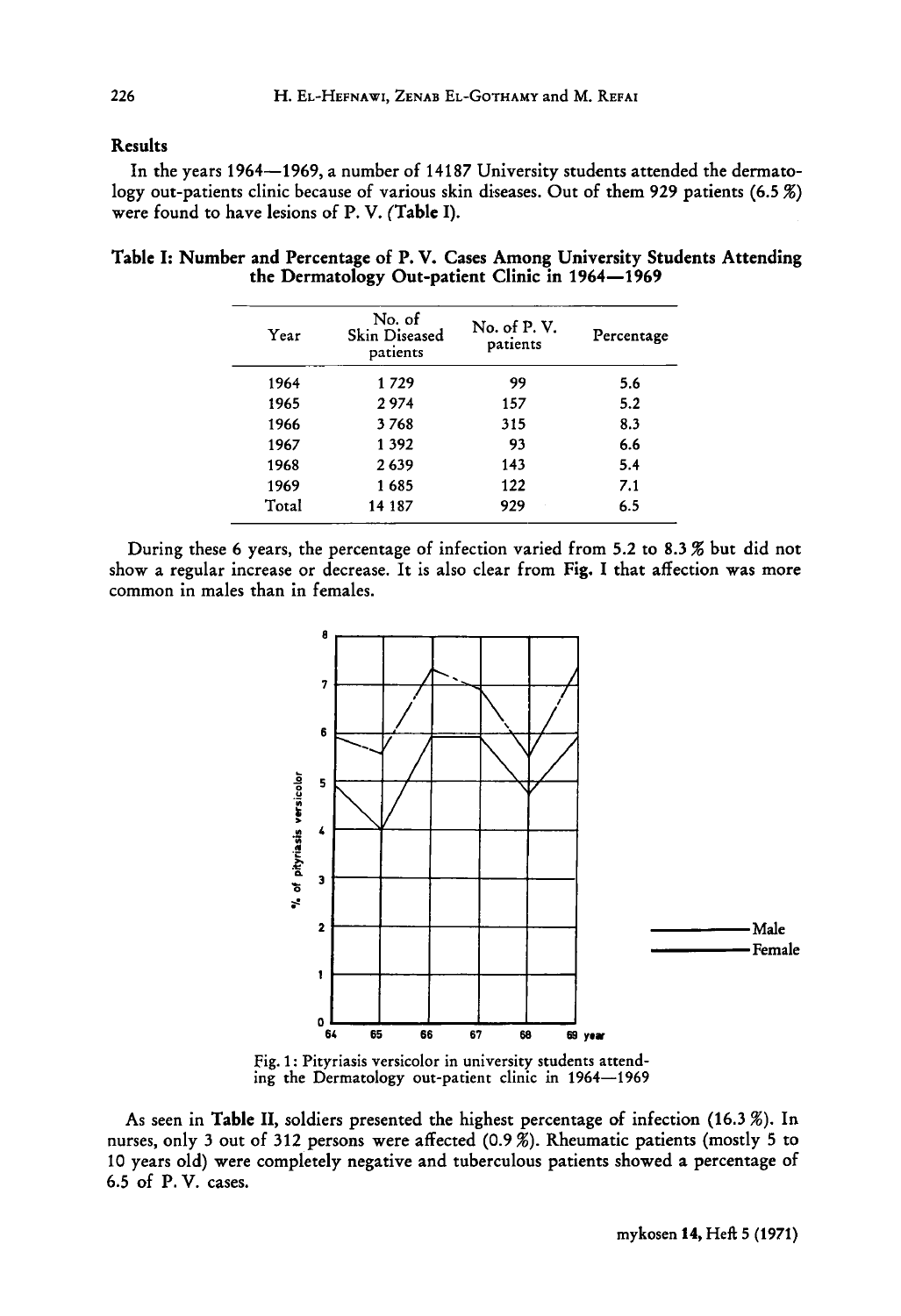## Results

In the years 1964—1969, a number of 14187 University students attended the dermatology out-patients clinic because of various skin diseases. Out of them 929 patients (6.5 %) were found to have lesions of P. V. (**Table I**).

**Table I: Number and Percentage of P. V. Cases Among University Students Attending the Dermatology Out-patient Clinic in 1964—1969**

| Year | No. of Skin Diseased patients | No. of P. V. patients | Percentage |
|---|---|---|---|
| 1964 | 1 729 | 99 | 5.6 |
| 1965 | 2 974 | 157 | 5.2 |
| 1966 | 3 768 | 315 | 8.3 |
| 1967 | 1 392 | 93 | 6.6 |
| 1968 | 2 639 | 143 | 5.4 |
| 1969 | 1 685 | 122 | 7.1 |
| Total | 14 187 | 929 | 6.5 |

During these 6 years, the percentage of infection varied from 5.2 to 8.3 % but did not show a regular increase or decrease. It is also clear from **Fig. I** that affection was more common in males than in females.

Fig. 1: Pityriasis versicolor in university students attending the Dermatology out-patient clinic in 1964—1969

As seen in **Table II**, soldiers presented the highest percentage of infection (16.3 %). In nurses, only 3 out of 312 persons were affected (0.9 %). Rheumatic patients (mostly 5 to 10 years old) were completely negative and tuberculous patients showed a percentage of 6.5 of P. V. cases.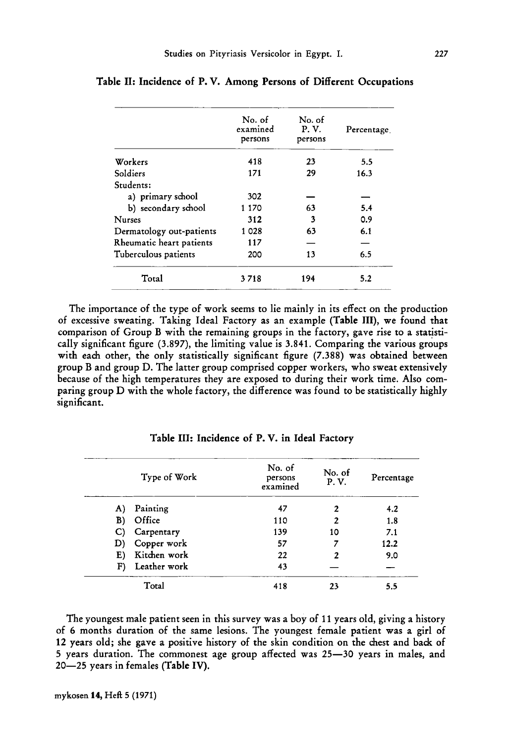**Table II: Incidence of P. V. Among Persons of Different Occupations**

| | No. of examined persons | No. of P. V. persons | Percentage |
|---|---|---|---|
| Workers | 418 | 23 | 5.5 |
| Soldiers | 171 | 29 | 16.3 |
| Students: | | | |
| a) primary school | 302 | — | — |
| b) secondary school | 1 170 | 63 | 5.4 |
| Nurses | 312 | 3 | 0.9 |
| Dermatology out-patients | 1 028 | 63 | 6.1 |
| Rheumatic heart patients | 117 | — | — |
| Tuberculous patients | 200 | 13 | 6.5 |
| Total | 3 718 | 194 | 5.2 |

The importance of the type of work seems to lie mainly in its effect on the production of excessive sweating. Taking Ideal Factory as an example (**Table III**), we found that comparison of Group B with the remaining groups in the factory, gave rise to a statistically significant figure (3.897), the limiting value is 3.841. Comparing the various groups with each other, the only statistically significant figure (7.388) was obtained between group B and group D. The latter group comprised copper workers, who sweat extensively because of the high temperatures they are exposed to during their work time. Also comparing group D with the whole factory, the difference was found to be statistically highly significant.

**Table III: Incidence of P. V. in Ideal Factory**

| Type of Work | No. of persons examined | No. of P. V. | Percentage |
|---|---|---|---|
| A) Painting | 47 | 2 | 4.2 |
| B) Office | 110 | 2 | 1.8 |
| C) Carpentary | 139 | 10 | 7.1 |
| D) Copper work | 57 | 7 | 12.2 |
| E) Kitchen work | 22 | 2 | 9.0 |
| F) Leather work | 43 | — | — |
| Total | 418 | 23 | 5.5 |

The youngest male patient seen in this survey was a boy of 11 years old, giving a history of 6 months duration of the same lesions. The youngest female patient was a girl of 12 years old; she gave a positive history of the skin condition on the chest and back of 5 years duration. The commonest age group affected was 25—30 years in males, and 20—25 years in females (**Table IV**).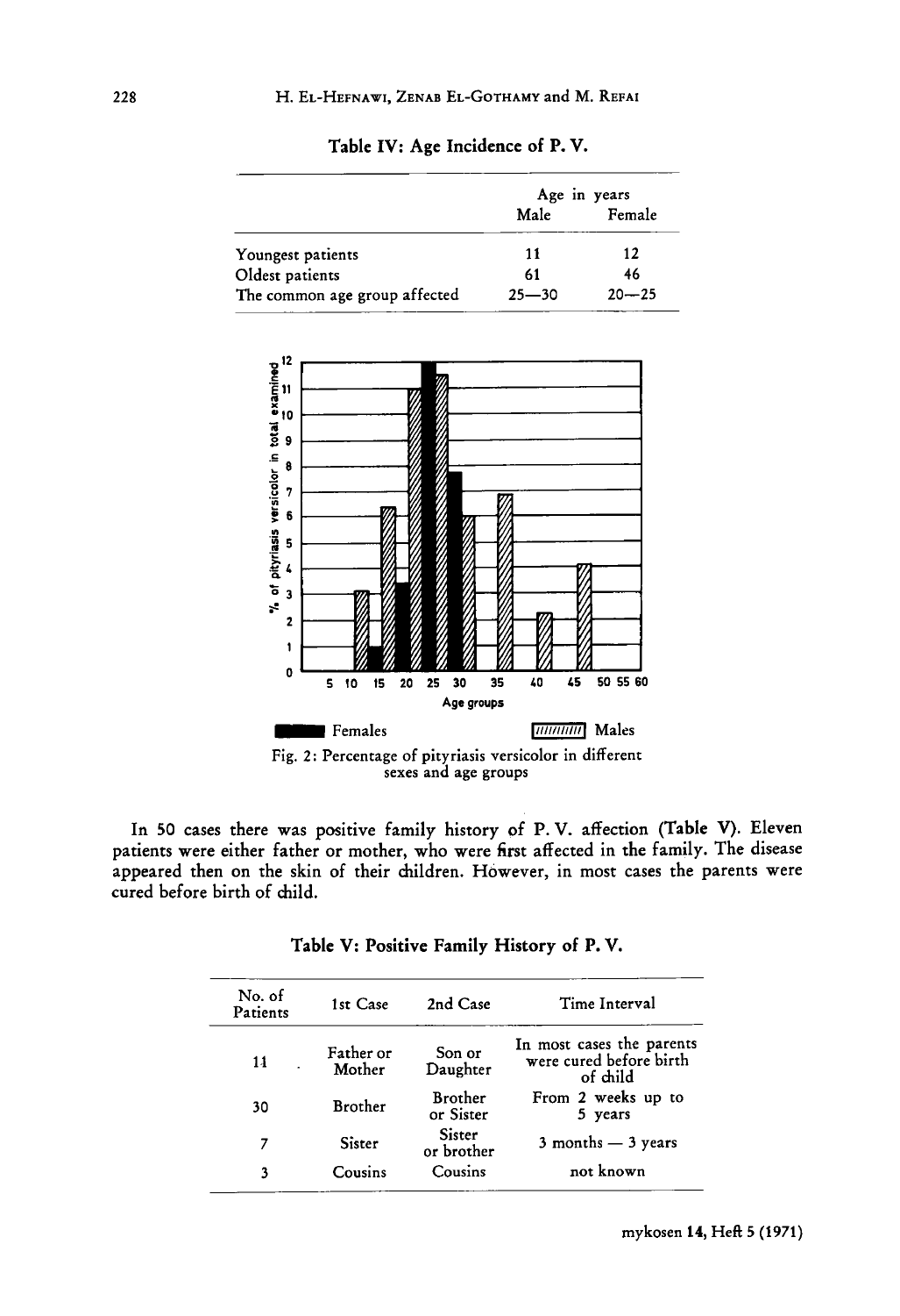**Table IV: Age Incidence of P. V.**

| | Age in years | |
|---|---|---|
| | Male | Female |
| Youngest patients | 11 | 12 |
| Oldest patients | 61 | 46 |
| The common age group affected | 25—30 | 20—25 |

Fig. 2: Percentage of pityriasis versicolor in different sexes and age groups

In 50 cases there was positive family history of P. V. affection (Table V). Eleven patients were either father or mother, who were first affected in the family. The disease appeared then on the skin of their children. However, in most cases the parents were cured before birth of child.

**Table V: Positive Family History of P. V.**

| No. of Patients | 1st Case | 2nd Case | Time Interval |
|---|---|---|---|
| 11 | Father or Mother | Son or Daughter | In most cases the parents were cured before birth of child |
| 30 | Brother | Brother or Sister | From 2 weeks up to 5 years |
| 7 | Sister | Sister or brother | 3 months — 3 years |
| 3 | Cousins | Cousins | not known |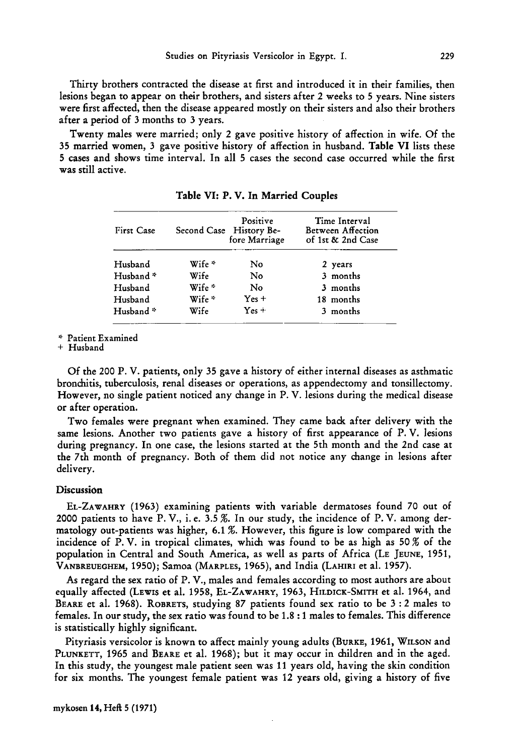Thirty brothers contracted the disease at first and introduced it in their families, then lesions began to appear on their brothers, and sisters after 2 weeks to 5 years. Nine sisters were first affected, then the disease appeared mostly on their sisters and also their brothers after a period of 3 months to 3 years.

Twenty males were married; only 2 gave positive history of affection in wife. Of the 35 married women, 3 gave positive history of affection in husband. **Table VI** lists these 5 cases and shows time interval. In all 5 cases the second case occurred while the first was still active.

**Table VI: P. V. In Married Couples**

| First Case | Second Case | Positive History Before Marriage | Time Interval Between Affection of 1st & 2nd Case |
|---|---|---|---|
| Husband | Wife * | No | 2 years |
| Husband * | Wife | No | 3 months |
| Husband | Wife * | No | 3 months |
| Husband | Wife * | Yes + | 18 months |
| Husband * | Wife | Yes + | 3 months |

* Patient Examined
+ Husband

Of the 200 P. V. patients, only 35 gave a history of either internal diseases as asthmatic bronchitis, tuberculosis, renal diseases or operations, as appendectomy and tonsillectomy. However, no single patient noticed any change in P. V. lesions during the medical disease or after operation.

Two females were pregnant when examined. They came back after delivery with the same lesions. Another two patients gave a history of first appearance of P. V. lesions during pregnancy. In one case, the lesions started at the 5th month and the 2nd case at the 7th month of pregnancy. Both of them did not notice any change in lesions after delivery.

## Discussion

EL-ZAWAHRY (1963) examining patients with variable dermatoses found 70 out of 2000 patients to have P. V., i. e. 3.5 %. In our study, the incidence of P. V. among dermatology out-patients was higher, 6.1 %. However, this figure is low compared with the incidence of P. V. in tropical climates, which was found to be as high as 50 % of the population in Central and South America, as well as parts of Africa (LE JEUNE, 1951, VANBREUEGHEM, 1950); Samoa (MARPLES, 1965), and India (LAHIRI et al. 1957).

As regard the sex ratio of P. V., males and females according to most authors are about equally affected (LEWIS et al. 1958, EL-ZAWAHRY, 1963, HILDICK-SMITH et al. 1964, and BEARE et al. 1968). ROBRETS, studying 87 patients found sex ratio to be 3 : 2 males to females. In our study, the sex ratio was found to be 1.8 : 1 males to females. This difference is statistically highly significant.

Pityriasis versicolor is known to affect mainly young adults (BURKE, 1961, WILSON and PLUNKETT, 1965 and BEARE et al. 1968); but it may occur in children and in the aged. In this study, the youngest male patient seen was 11 years old, having the skin condition for six months. The youngest female patient was 12 years old, giving a history of five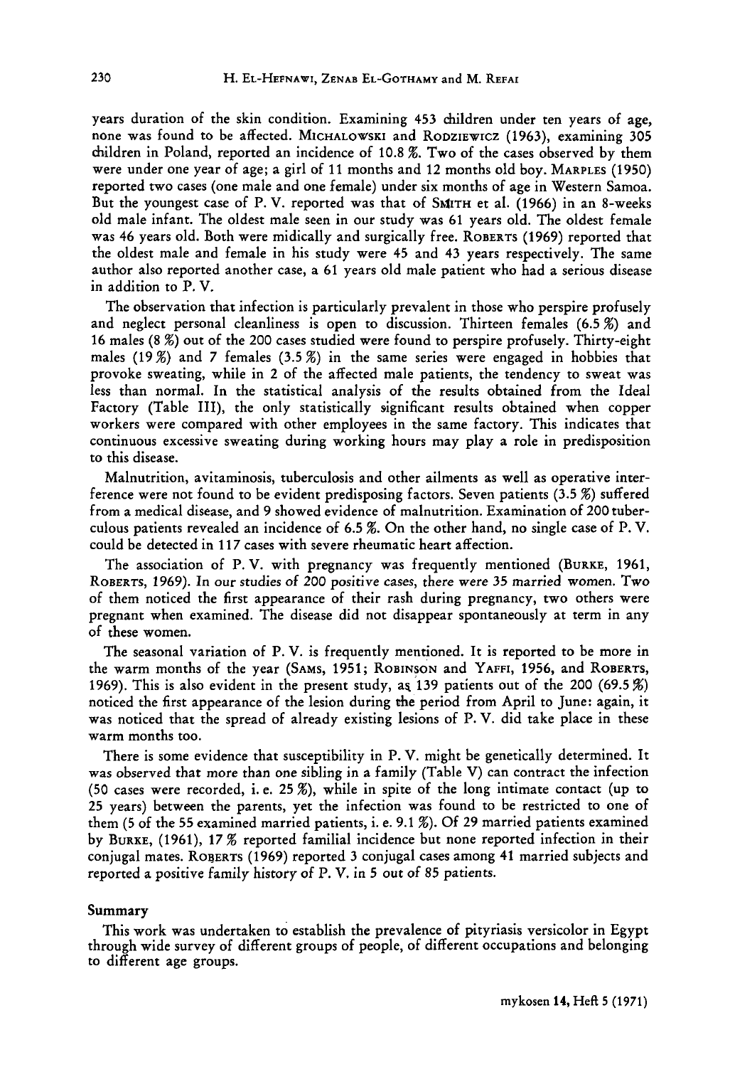years duration of the skin condition. Examining 453 children under ten years of age, none was found to be affected. MICHALOWSKI and RODZIEWICZ (1963), examining 305 children in Poland, reported an incidence of 10.8 %. Two of the cases observed by them were under one year of age; a girl of 11 months and 12 months old boy. MARPLES (1950) reported two cases (one male and one female) under six months of age in Western Samoa. But the youngest case of P. V. reported was that of SMITH et al. (1966) in an 8-weeks old male infant. The oldest male seen in our study was 61 years old. The oldest female was 46 years old. Both were midically and surgically free. ROBERTS (1969) reported that the oldest male and female in his study were 45 and 43 years respectively. The same author also reported another case, a 61 years old male patient who had a serious disease in addition to P. V.

The observation that infection is particularly prevalent in those who perspire profusely and neglect personal cleanliness is open to discussion. Thirteen females (6.5 %) and 16 males (8 %) out of the 200 cases studied were found to perspire profusely. Thirty-eight males (19 %) and 7 females (3.5 %) in the same series were engaged in hobbies that provoke sweating, while in 2 of the affected male patients, the tendency to sweat was less than normal. In the statistical analysis of the results obtained from the Ideal Factory (Table III), the only statistically significant results obtained when copper workers were compared with other employees in the same factory. This indicates that continuous excessive sweating during working hours may play a role in predisposition to this disease.

Malnutrition, avitaminosis, tuberculosis and other ailments as well as operative interference were not found to be evident predisposing factors. Seven patients (3.5 %) suffered from a medical disease, and 9 showed evidence of malnutrition. Examination of 200 tuberculous patients revealed an incidence of 6.5 %. On the other hand, no single case of P. V. could be detected in 117 cases with severe rheumatic heart affection.

The association of P. V. with pregnancy was frequently mentioned (BURKE, 1961, ROBERTS, 1969). In our studies of 200 positive cases, there were 35 married women. Two of them noticed the first appearance of their rash during pregnancy, two others were pregnant when examined. The disease did not disappear spontaneously at term in any of these women.

The seasonal variation of P. V. is frequently mentioned. It is reported to be more in the warm months of the year (SAMS, 1951; ROBINSON and YAFFI, 1956, and ROBERTS, 1969). This is also evident in the present study, as 139 patients out of the 200 (69.5 %) noticed the first appearance of the lesion during the period from April to June: again, it was noticed that the spread of already existing lesions of P. V. did take place in these warm months too.

There is some evidence that susceptibility in P. V. might be genetically determined. It was observed that more than one sibling in a family (Table V) can contract the infection (50 cases were recorded, i. e. 25 %), while in spite of the long intimate contact (up to 25 years) between the parents, yet the infection was found to be restricted to one of them (5 of the 55 examined married patients, i. e. 9.1 %). Of 29 married patients examined by BURKE, (1961), 17 % reported familial incidence but none reported infection in their conjugal mates. ROBERTS (1969) reported 3 conjugal cases among 41 married subjects and reported a positive family history of P. V. in 5 out of 85 patients.

## Summary

This work was undertaken to establish the prevalence of pityriasis versicolor in Egypt through wide survey of different groups of people, of different occupations and belonging to different age groups.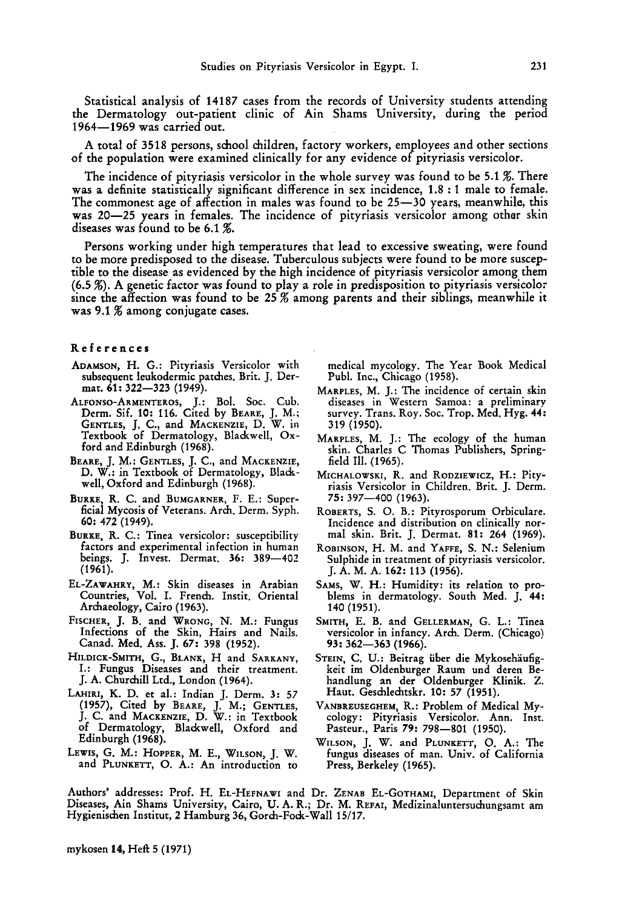Statistical analysis of 14187 cases from the records of University students attending the Dermatology out-patient clinic of Ain Shams University, during the period 1964—1969 was carried out.

A total of 3518 persons, school children, factory workers, employees and other sections of the population were examined clinically for any evidence of pityriasis versicolor.

The incidence of pityriasis versicolor in the whole survey was found to be 5.1 %. There was a definite statistically significant difference in sex incidence, 1.8 : 1 male to female. The commonest age of affection in males was found to be 25—30 years, meanwhile, this was 20—25 years in females. The incidence of pityriasis versicolor among other skin diseases was found to be 6.1 %.

Persons working under high temperatures that lead to excessive sweating, were found to be more predisposed to the disease. Tuberculous subjects were found to be more susceptible to the disease as evidenced by the high incidence of pityriasis versicolor among them (6.5 %). A genetic factor was found to play a role in predisposition to pityriasis versicolor since the affection was found to be 25 % among parents and their siblings, meanwhile it was 9.1 % among conjugate cases.

## References

ADAMSON, H. G.: Pityriasis Versicolor with subsequent leukodermic patches. Brit. J. Dermat. 61: 322—323 (1949).

ALFONSO-ARMENTEROS, J.: Bol. Soc. Cub. Derm. Sif. 10: 116. Cited by BEARE, J. M.; GENTLES, J. C., and MACKENZIE, D. W. in Textbook of Dermatology, Blackwell, Oxford and Edinburgh (1968).

BEARE, J. M.: GENTLES, J. C., and MACKENZIE, D. W.: in Textbook of Dermatology, Blackwell, Oxford and Edinburgh (1968).

BURKE, R. C. and BUMGARNER, F. E.: Superficial Mycosis of Veterans. Arch. Derm. Syph. 60: 472 (1949).

BURKE, R. C.: Tinea versicolor: susceptibility factors and experimental infection in human beings. J. Invest. Dermat. 36: 389—402 (1961).

EL-ZAWAHRY, M.: Skin diseases in Arabian Countries, Vol. I. French. Instit. Oriental Archaeology, Cairo (1963).

FISCHER, J. B. and WRONG, N. M.: Fungus Infections of the Skin, Hairs and Nails. Canad. Med. Ass. J. 67: 398 (1952).

HILDICK-SMITH, G., BLANK, H and SARKANY, I.: Fungus Diseases and their treatment. J. A. Churchill Ltd., London (1964).

LAHIRI, K. D. et al.: Indian J. Derm. 3: 57 (1957), Cited by BEARE, J. M.; GENTLES, J. C. and MACKENZIE, D. W.: in Textbook of Dermatology, Blackwell, Oxford and Edinburgh (1968).

LEWIS, G. M.: HOPPER, M. E., WILSON, J. W. and PLUNKETT, O. A.: An introduction to medical mycology. The Year Book Medical Publ. Inc., Chicago (1958).

MARPLES, M. J.: The incidence of certain skin diseases in Western Samoa: a preliminary survey. Trans. Roy. Soc. Trop. Med. Hyg. 44: 319 (1950).

MARPLES, M. J.: The ecology of the human skin. Charles C Thomas Publishers, Springfield Ill. (1965).

MICHALOWSKI, R. and RODZIEWICZ, H.: Pityriasis Versicolor in Children. Brit. J. Derm. 75: 397—400 (1963).

ROBERTS, S. O. B.: Pityrosporum Orbiculare. Incidence and distribution on clinically normal skin. Brit. J. Dermat. 81: 264 (1969).

ROBINSON, H. M. and YAFFE, S. N.: Selenium Sulphide in treatment of pityriasis versicolor. J. A. M. A. 162: 113 (1956).

SAMS, W. H.: Humidity: its relation to problems in dermatology. South Med. J. 44: 140 (1951).

SMITH, E. B. and GELLERMAN, G. L.: Tinea versicolor in infancy. Arch. Derm. (Chicago) 93: 362—363 (1966).

STEIN, C. U.: Beitrag über die Mykosehäufigkeit im Oldenburger Raum und deren Behandlung an der Oldenburger Klinik. Z. Haut. Geschlechtskr. 10: 57 (1951).

VANBREUSEGHEM, R.: Problem of Medical Mycology: Pityriasis Versicolor. Ann. Inst. Pasteur., Paris 79: 798—801 (1950).

WILSON, J. W. and PLUNKETT, O. A.: The fungus diseases of man. Univ. of California Press, Berkeley (1965).

Authors' addresses: Prof. H. EL-HEFNAWI and Dr. ZENAB EL-GOTHAMI, Department of Skin Diseases, Ain Shams University, Cairo, U. A. R.; Dr. M. REFAI, Medizinaluntersuchungsamt am Hygienischen Institut, 2 Hamburg 36, Gorch-Fock-Wall 15/17.